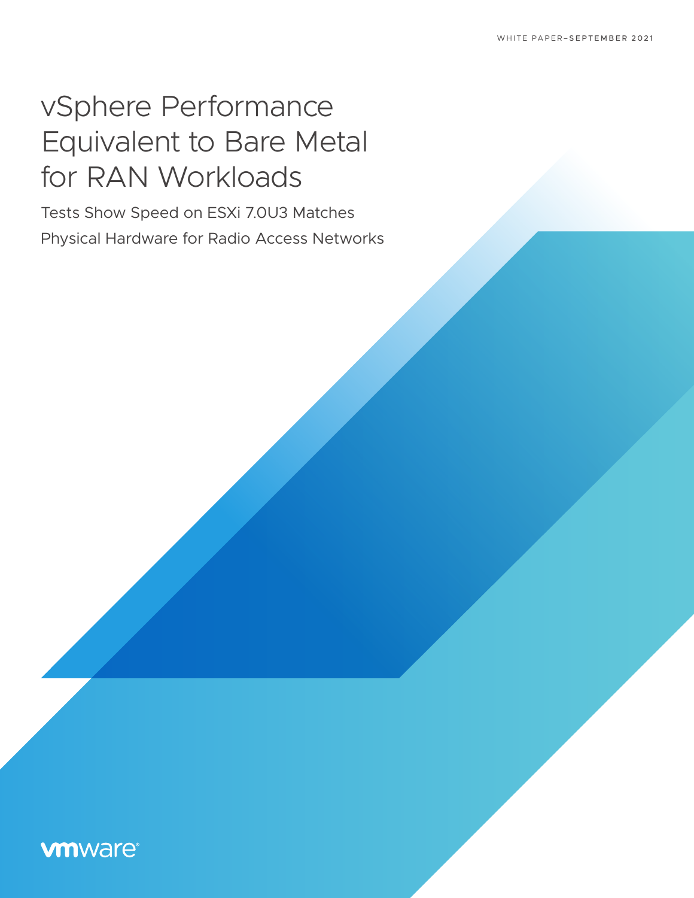WHITE PAPER–SEPTEMBER 2021

# vSphere Performance Equivalent to Bare Metal for RAN Workloads

## Tests Show Speed on ESXi 7.0U3 Matches Physical Hardware for Radio Access Networks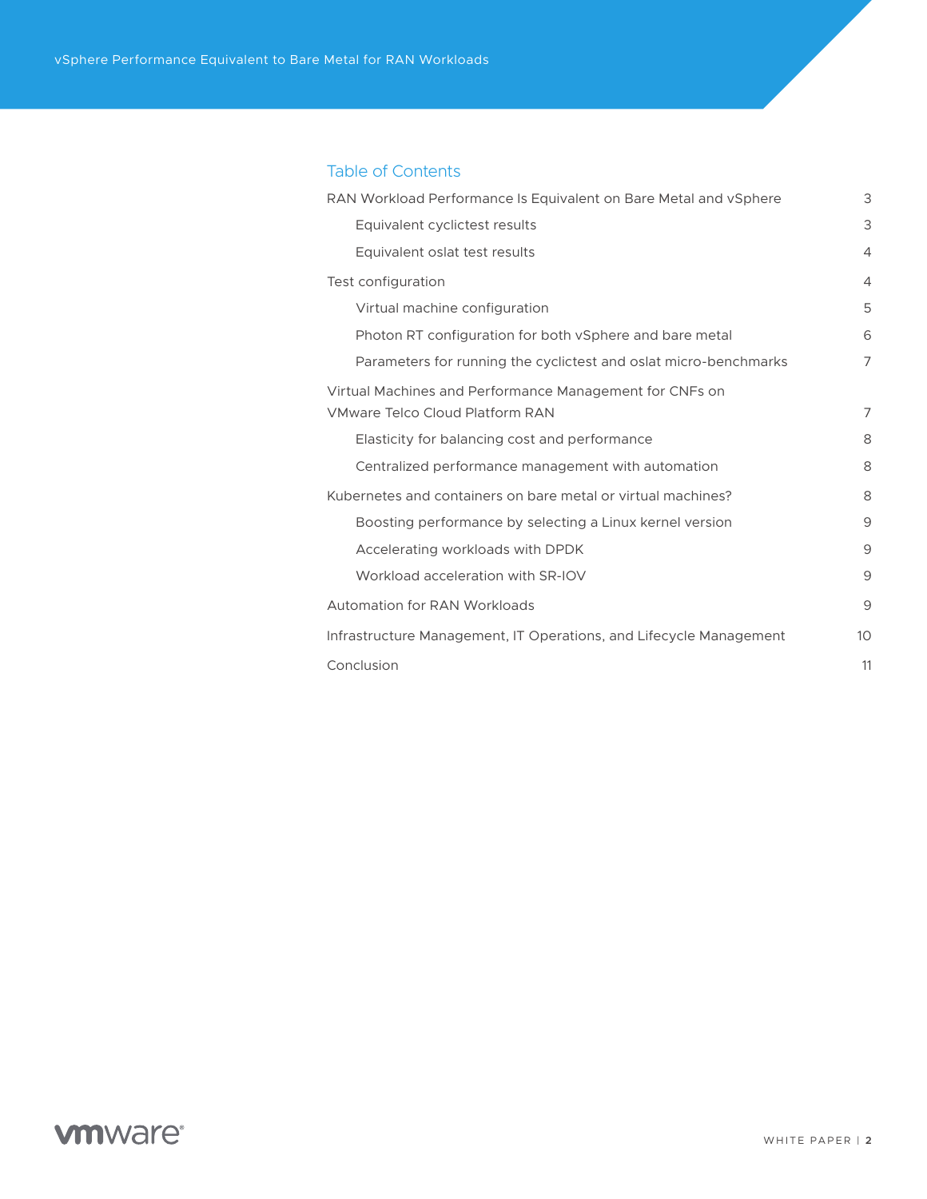## Table of Contents

- RAN Workload Performance Is Equivalent on Bare Metal and vSphere 3
  - Equivalent cyclictest results 3
  - Equivalent oslat test results 4
- Test configuration 4
  - Virtual machine configuration 5
  - Photon RT configuration for both vSphere and bare metal 6
  - Parameters for running the cyclictest and oslat micro-benchmarks 7
- Virtual Machines and Performance Management for CNFs on VMware Telco Cloud Platform RAN 7
  - Elasticity for balancing cost and performance 8
  - Centralized performance management with automation 8
- Kubernetes and containers on bare metal or virtual machines? 8
  - Boosting performance by selecting a Linux kernel version 9
  - Accelerating workloads with DPDK 9
  - Workload acceleration with SR-IOV 9
- Automation for RAN Workloads 9
- Infrastructure Management, IT Operations, and Lifecycle Management 10
- Conclusion 11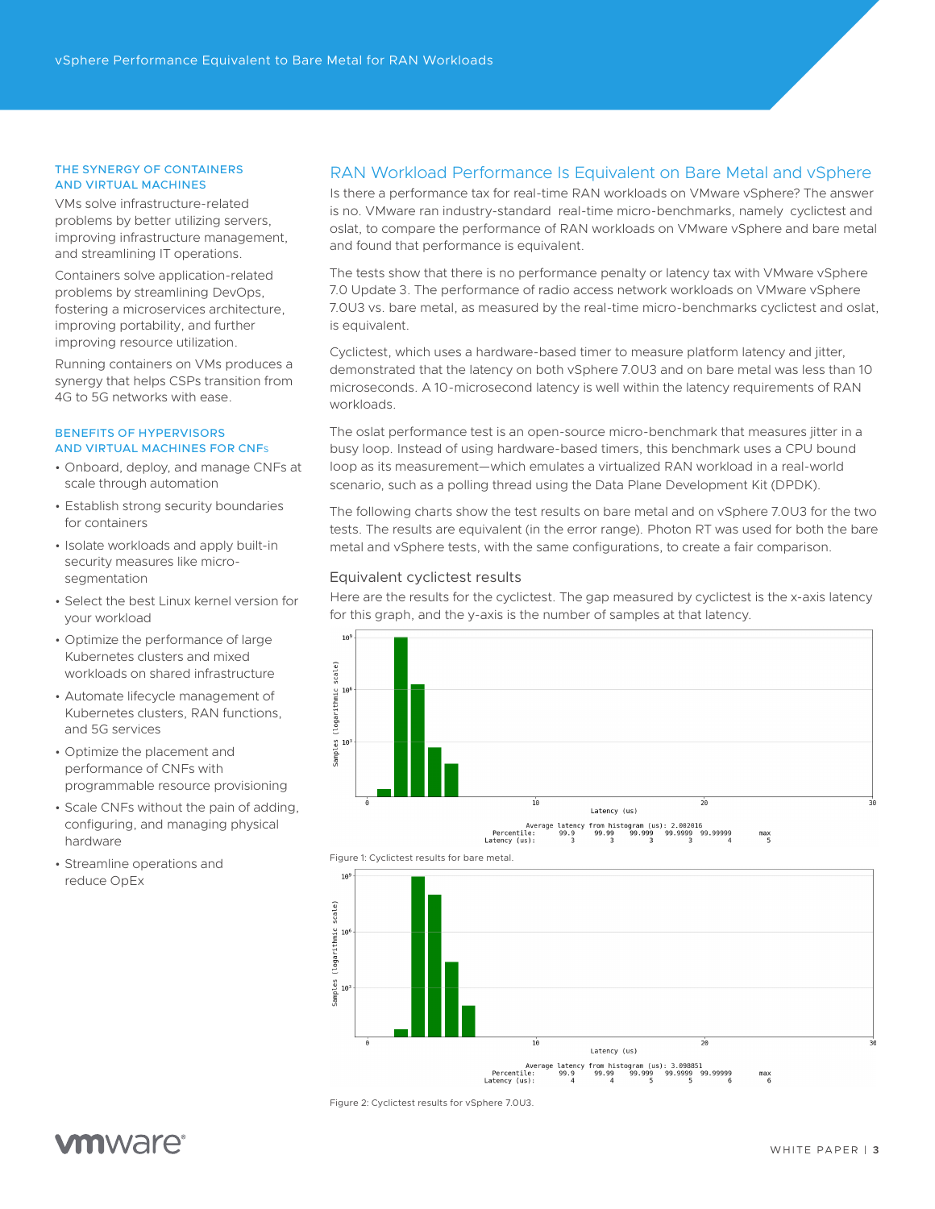## THE SYNERGY OF CONTAINERS AND VIRTUAL MACHINES

VMs solve infrastructure-related problems by better utilizing servers, improving infrastructure management, and streamlining IT operations.

Containers solve application-related problems by streamlining DevOps, fostering a microservices architecture, improving portability, and further improving resource utilization.

Running containers on VMs produces a synergy that helps CSPs transition from 4G to 5G networks with ease.

## BENEFITS OF HYPERVISORS AND VIRTUAL MACHINES FOR CNFs

- Onboard, deploy, and manage CNFs at scale through automation
- Establish strong security boundaries for containers
- Isolate workloads and apply built-in security measures like micro-segmentation
- Select the best Linux kernel version for your workload
- Optimize the performance of large Kubernetes clusters and mixed workloads on shared infrastructure
- Automate lifecycle management of Kubernetes clusters, RAN functions, and 5G services
- Optimize the placement and performance of CNFs with programmable resource provisioning
- Scale CNFs without the pain of adding, configuring, and managing physical hardware
- Streamline operations and reduce OpEx

# RAN Workload Performance Is Equivalent on Bare Metal and vSphere

Is there a performance tax for real-time RAN workloads on VMware vSphere? The answer is no. VMware ran industry-standard real-time micro-benchmarks, namely cyclictest and oslat, to compare the performance of RAN workloads on VMware vSphere and bare metal and found that performance is equivalent.

The tests show that there is no performance penalty or latency tax with VMware vSphere 7.0 Update 3. The performance of radio access network workloads on VMware vSphere 7.0U3 vs. bare metal, as measured by the real-time micro-benchmarks cyclictest and oslat, is equivalent.

Cyclictest, which uses a hardware-based timer to measure platform latency and jitter, demonstrated that the latency on both vSphere 7.0U3 and on bare metal was less than 10 microseconds. A 10-microsecond latency is well within the latency requirements of RAN workloads.

The oslat performance test is an open-source micro-benchmark that measures jitter in a busy loop. Instead of using hardware-based timers, this benchmark uses a CPU bound loop as its measurement—which emulates a virtualized RAN workload in a real-world scenario, such as a polling thread using the Data Plane Development Kit (DPDK).

The following charts show the test results on bare metal and on vSphere 7.0U3 for the two tests. The results are equivalent (in the error range). Photon RT was used for both the bare metal and vSphere tests, with the same configurations, to create a fair comparison.

## Equivalent cyclictest results

Here are the results for the cyclictest. The gap measured by cyclictest is the x-axis latency for this graph, and the y-axis is the number of samples at that latency.

Average latency from histogram (us): 2.002016

| Percentile: | 99.9 | 99.99 | 99.999 | 99.9999 | 99.99999 | max |
|---|---|---|---|---|---|---|
| Latency (us): | 3 | 3 | 3 | 3 | 4 | 5 |

Figure 1: Cyclictest results for bare metal.

Average latency from histogram (us): 3.098851

| Percentile: | 99.9 | 99.99 | 99.999 | 99.9999 | 99.99999 | max |
|---|---|---|---|---|---|---|
| Latency (us): | 4 | 4 | 5 | 5 | 6 | 6 |

Figure 2: Cyclictest results for vSphere 7.0U3.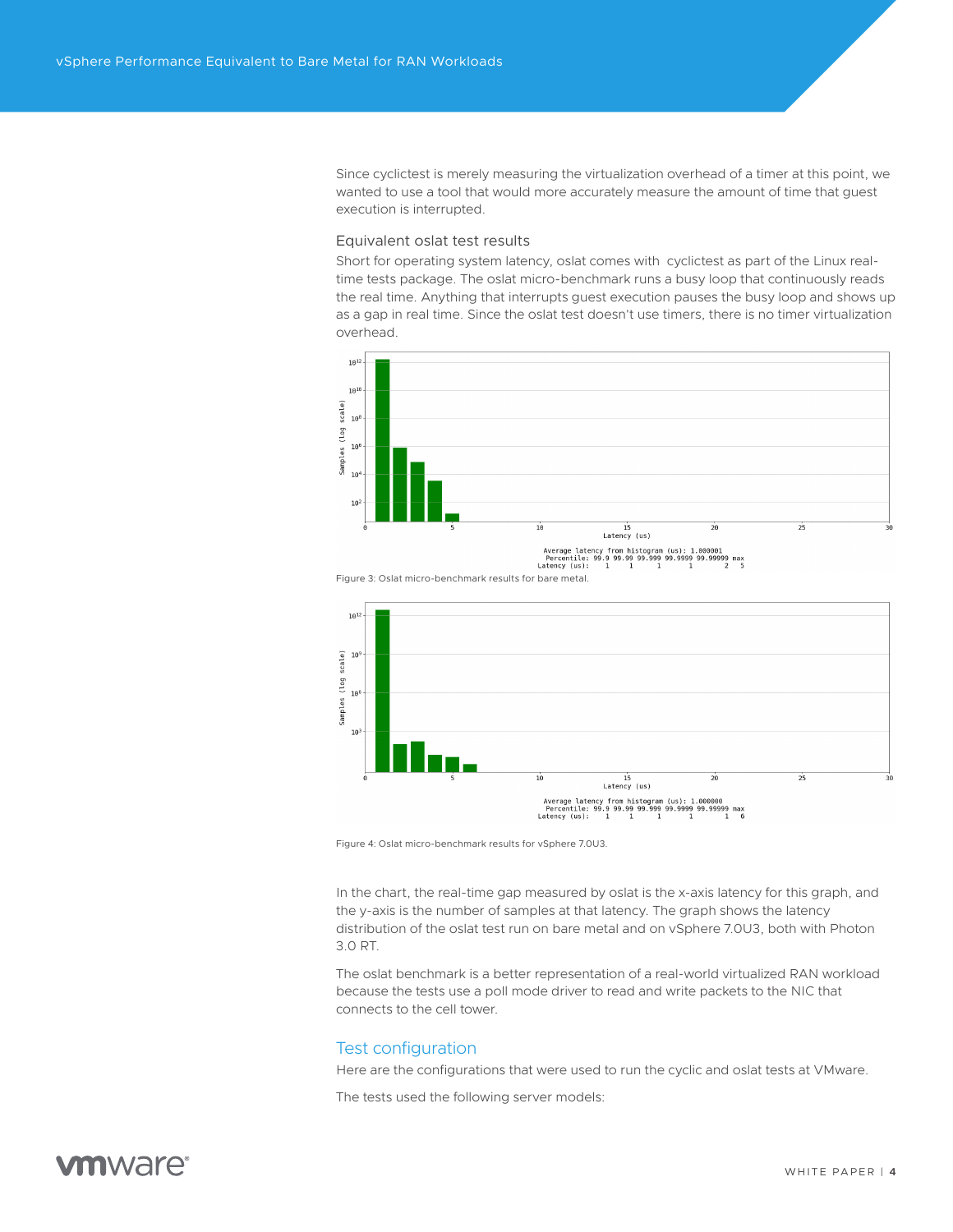Since cyclictest is merely measuring the virtualization overhead of a timer at this point, we wanted to use a tool that would more accurately measure the amount of time that guest execution is interrupted.

### Equivalent oslat test results

Short for operating system latency, oslat comes with cyclictest as part of the Linux real-time tests package. The oslat micro-benchmark runs a busy loop that continuously reads the real time. Anything that interrupts guest execution pauses the busy loop and shows up as a gap in real time. Since the oslat test doesn't use timers, there is no timer virtualization overhead.

Figure 3: Oslat micro-benchmark results for bare metal.

Figure 4: Oslat micro-benchmark results for vSphere 7.0U3.

In the chart, the real-time gap measured by oslat is the x-axis latency for this graph, and the y-axis is the number of samples at that latency. The graph shows the latency distribution of the oslat test run on bare metal and on vSphere 7.0U3, both with Photon 3.0 RT.

The oslat benchmark is a better representation of a real-world virtualized RAN workload because the tests use a poll mode driver to read and write packets to the NIC that connects to the cell tower.

## Test configuration

Here are the configurations that were used to run the cyclic and oslat tests at VMware.

The tests used the following server models: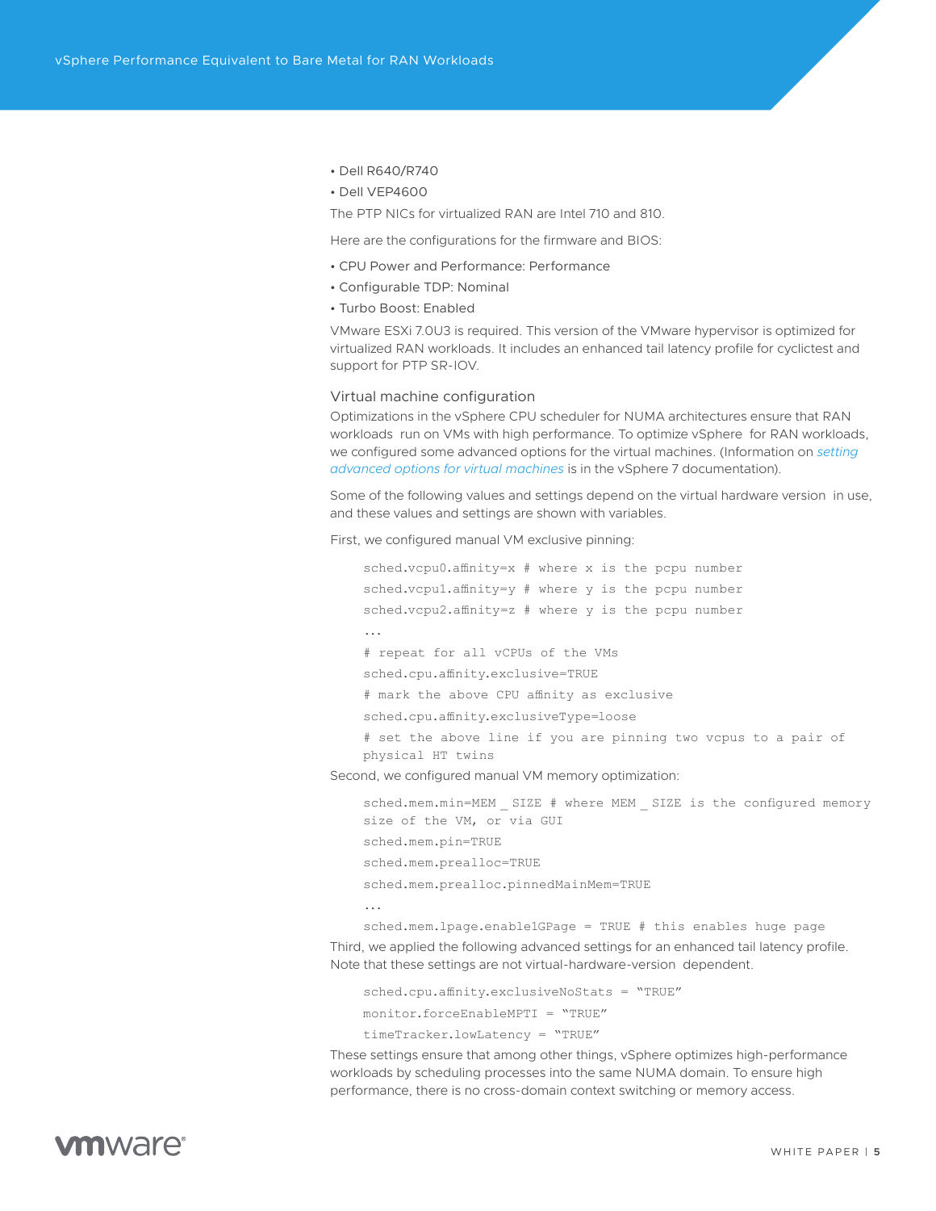- Dell R640/R740
- Dell VEP4600

The PTP NICs for virtualized RAN are Intel 710 and 810.

Here are the configurations for the firmware and BIOS:

- CPU Power and Performance: Performance
- Configurable TDP: Nominal
- Turbo Boost: Enabled

VMware ESXi 7.0U3 is required. This version of the VMware hypervisor is optimized for virtualized RAN workloads. It includes an enhanced tail latency profile for cyclictest and support for PTP SR-IOV.

### Virtual machine configuration

Optimizations in the vSphere CPU scheduler for NUMA architectures ensure that RAN workloads run on VMs with high performance. To optimize vSphere for RAN workloads, we configured some advanced options for the virtual machines. (Information on *setting advanced options for virtual machines* is in the vSphere 7 documentation).

Some of the following values and settings depend on the virtual hardware version in use, and these values and settings are shown with variables.

First, we configured manual VM exclusive pinning:

```
sched.vcpu0.affinity=x # where x is the pcpu number
sched.vcpu1.affinity=y # where y is the pcpu number
sched.vcpu2.affinity=z # where y is the pcpu number
...
# repeat for all vCPUs of the VMs
sched.cpu.affinity.exclusive=TRUE
# mark the above CPU affinity as exclusive
sched.cpu.affinity.exclusiveType=loose
# set the above line if you are pinning two vcpus to a pair of
physical HT twins
```

Second, we configured manual VM memory optimization:

```
sched.mem.min=MEM _ SIZE # where MEM _ SIZE is the configured memory
size of the VM, or via GUI
sched.mem.pin=TRUE
sched.mem.prealloc=TRUE
sched.mem.prealloc.pinnedMainMem=TRUE
...
sched.mem.lpage.enable1GPage = TRUE # this enables huge page
```

Third, we applied the following advanced settings for an enhanced tail latency profile. Note that these settings are not virtual-hardware-version dependent.

```
sched.cpu.affinity.exclusiveNoStats = "TRUE"
monitor.forceEnableMPTI = "TRUE"
timeTracker.lowLatency = "TRUE"
```

These settings ensure that among other things, vSphere optimizes high-performance workloads by scheduling processes into the same NUMA domain. To ensure high performance, there is no cross-domain context switching or memory access.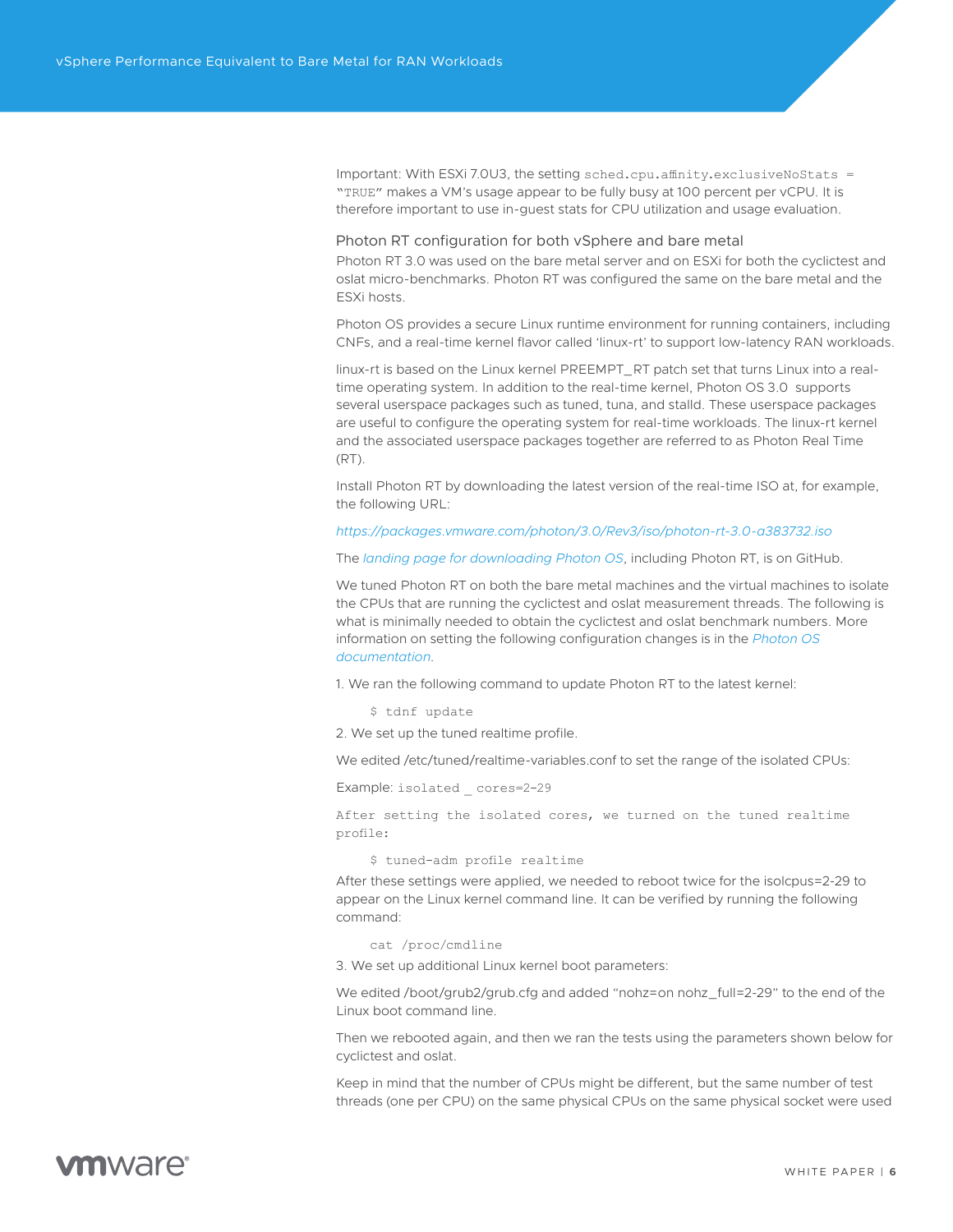Important: With ESXi 7.0U3, the setting `sched.cpu.affinity.exclusiveNoStats = "TRUE"` makes a VM's usage appear to be fully busy at 100 percent per vCPU. It is therefore important to use in-guest stats for CPU utilization and usage evaluation.

### Photon RT configuration for both vSphere and bare metal

Photon RT 3.0 was used on the bare metal server and on ESXi for both the cyclictest and oslat micro-benchmarks. Photon RT was configured the same on the bare metal and the ESXi hosts.

Photon OS provides a secure Linux runtime environment for running containers, including CNFs, and a real-time kernel flavor called 'linux-rt' to support low-latency RAN workloads.

linux-rt is based on the Linux kernel PREEMPT_RT patch set that turns Linux into a real-time operating system. In addition to the real-time kernel, Photon OS 3.0 supports several userspace packages such as tuned, tuna, and stalld. These userspace packages are useful to configure the operating system for real-time workloads. The linux-rt kernel and the associated userspace packages together are referred to as Photon Real Time (RT).

Install Photon RT by downloading the latest version of the real-time ISO at, for example, the following URL:

*https://packages.vmware.com/photon/3.0/Rev3/iso/photon-rt-3.0-a383732.iso*

The *landing page for downloading Photon OS*, including Photon RT, is on GitHub.

We tuned Photon RT on both the bare metal machines and the virtual machines to isolate the CPUs that are running the cyclictest and oslat measurement threads. The following is what is minimally needed to obtain the cyclictest and oslat benchmark numbers. More information on setting the following configuration changes is in the *Photon OS documentation*.

1. We ran the following command to update Photon RT to the latest kernel:

```
$ tdnf update
```

2. We set up the tuned realtime profile.

We edited /etc/tuned/realtime-variables.conf to set the range of the isolated CPUs:

Example: `isolated_cores=2-29`

```
After setting the isolated cores, we turned on the tuned realtime profile:
```

```
$ tuned-adm profile realtime
```

After these settings were applied, we needed to reboot twice for the isolcpus=2-29 to appear on the Linux kernel command line. It can be verified by running the following command:

```
cat /proc/cmdline
```

3. We set up additional Linux kernel boot parameters:

We edited /boot/grub2/grub.cfg and added "nohz=on nohz_full=2-29" to the end of the Linux boot command line.

Then we rebooted again, and then we ran the tests using the parameters shown below for cyclictest and oslat.

Keep in mind that the number of CPUs might be different, but the same number of test threads (one per CPU) on the same physical CPUs on the same physical socket were used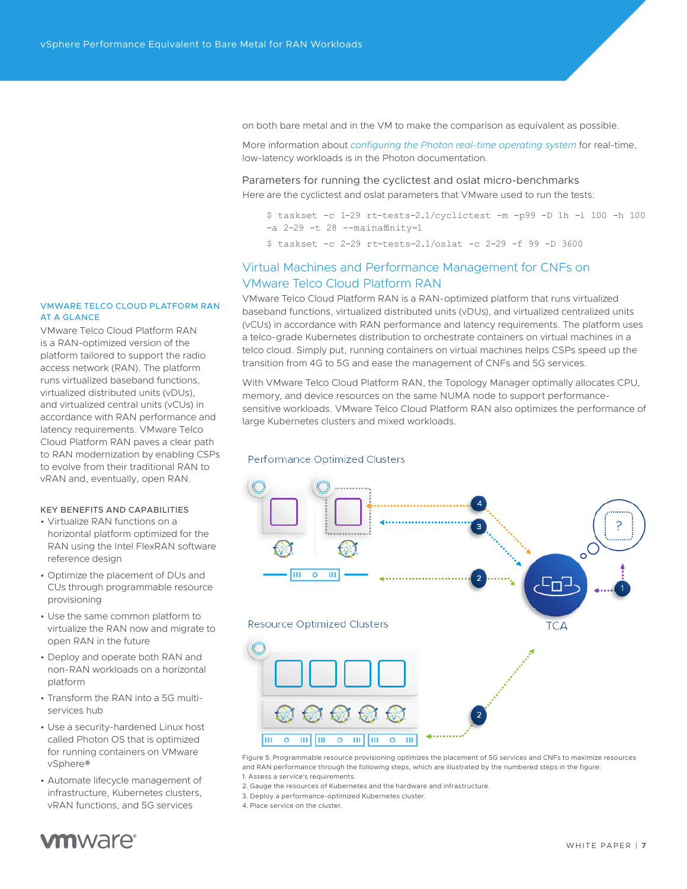on both bare metal and in the VM to make the comparison as equivalent as possible.

More information about *configuring the Photon real-time operating system* for real-time, low-latency workloads is in the Photon documentation.

### Parameters for running the cyclictest and oslat micro-benchmarks

Here are the cyclictest and oslat parameters that VMware used to run the tests:

```
$ taskset -c 1-29 rt-tests-2.1/cyclictest -m -p99 -D 1h -i 100 -h 100
-a 2-29 -t 28 --mainaffinity=1
```

```
$ taskset -c 2-29 rt-tests-2.1/oslat -c 2-29 -f 99 -D 3600
```

## Virtual Machines and Performance Management for CNFs on VMware Telco Cloud Platform RAN

VMware Telco Cloud Platform RAN is a RAN-optimized platform that runs virtualized baseband functions, virtualized distributed units (vDUs), and virtualized centralized units (vCUs) in accordance with RAN performance and latency requirements. The platform uses a telco-grade Kubernetes distribution to orchestrate containers on virtual machines in a telco cloud. Simply put, running containers on virtual machines helps CSPs speed up the transition from 4G to 5G and ease the management of CNFs and 5G services.

With VMware Telco Cloud Platform RAN, the Topology Manager optimally allocates CPU, memory, and device resources on the same NUMA node to support performance-sensitive workloads. VMware Telco Cloud Platform RAN also optimizes the performance of large Kubernetes clusters and mixed workloads.

Performance Optimized Clusters

Resource Optimized Clusters

TCA

Figure 5: Programmable resource provisioning optimizes the placement of 5G services and CNFs to maximize resources and RAN performance through the following steps, which are illustrated by the numbered steps in the figure:
1. Assess a service's requirements.
2. Gauge the resources of Kubernetes and the hardware and infrastructure.
3. Deploy a performance-optimized Kubernetes cluster.
4. Place service on the cluster.

### VMWARE TELCO CLOUD PLATFORM RAN AT A GLANCE

VMware Telco Cloud Platform RAN is a RAN-optimized version of the platform tailored to support the radio access network (RAN). The platform runs virtualized baseband functions, virtualized distributed units (vDUs), and virtualized central units (vCUs) in accordance with RAN performance and latency requirements. VMware Telco Cloud Platform RAN paves a clear path to RAN modernization by enabling CSPs to evolve from their traditional RAN to vRAN and, eventually, open RAN.

### KEY BENEFITS AND CAPABILITIES

- Virtualize RAN functions on a horizontal platform optimized for the RAN using the Intel FlexRAN software reference design
- Optimize the placement of DUs and CUs through programmable resource provisioning
- Use the same common platform to virtualize the RAN now and migrate to open RAN in the future
- Deploy and operate both RAN and non-RAN workloads on a horizontal platform
- Transform the RAN into a 5G multi-services hub
- Use a security-hardened Linux host called Photon OS that is optimized for running containers on VMware vSphere®
- Automate lifecycle management of infrastructure, Kubernetes clusters, vRAN functions, and 5G services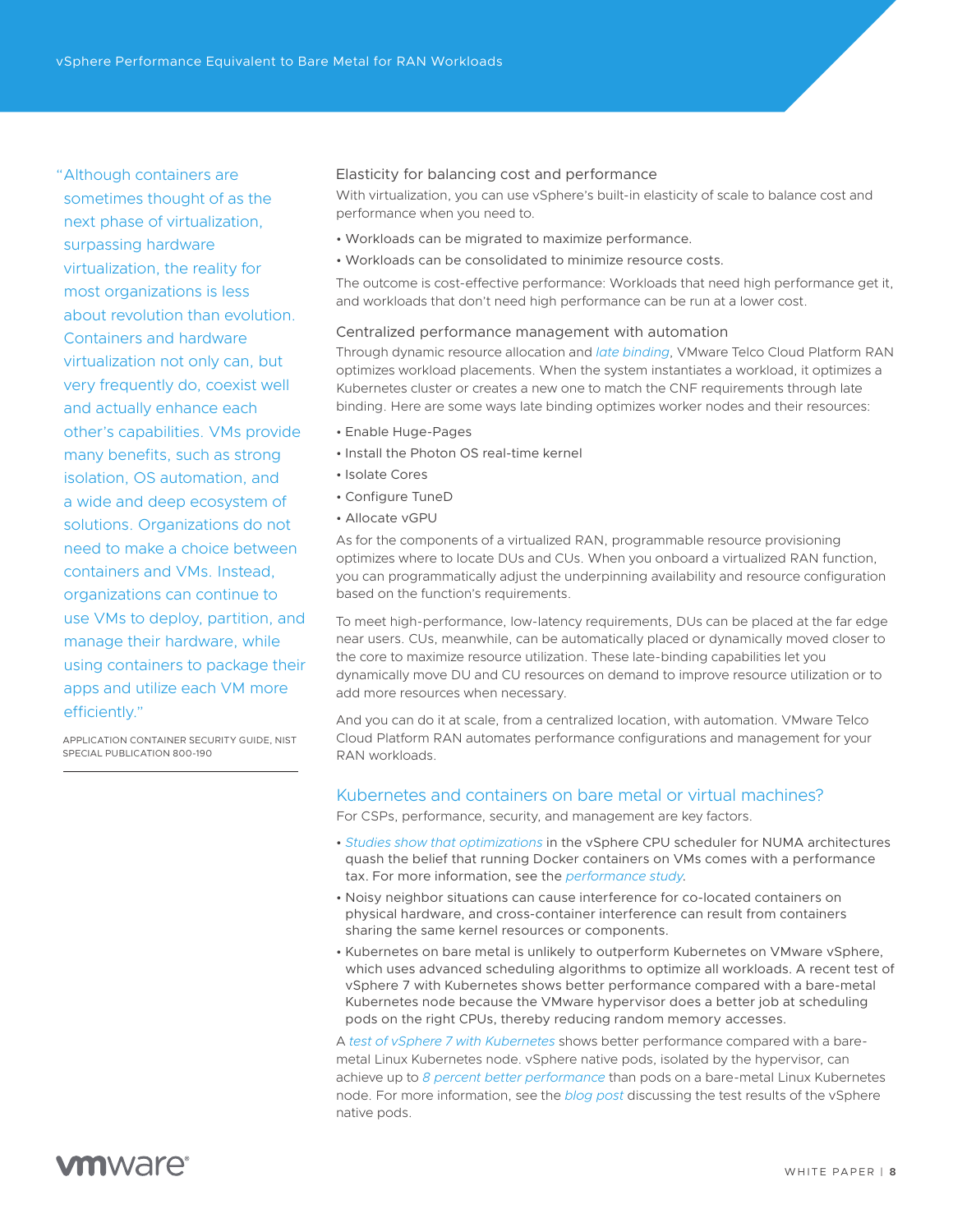> "Although containers are sometimes thought of as the next phase of virtualization, surpassing hardware virtualization, the reality for most organizations is less about revolution than evolution. Containers and hardware virtualization not only can, but very frequently do, coexist well and actually enhance each other's capabilities. VMs provide many benefits, such as strong isolation, OS automation, and a wide and deep ecosystem of solutions. Organizations do not need to make a choice between containers and VMs. Instead, organizations can continue to use VMs to deploy, partition, and manage their hardware, while using containers to package their apps and utilize each VM more efficiently."
>
> APPLICATION CONTAINER SECURITY GUIDE, NIST SPECIAL PUBLICATION 800-190

### Elasticity for balancing cost and performance

With virtualization, you can use vSphere's built-in elasticity of scale to balance cost and performance when you need to.

- Workloads can be migrated to maximize performance.
- Workloads can be consolidated to minimize resource costs.

The outcome is cost-effective performance: Workloads that need high performance get it, and workloads that don't need high performance can be run at a lower cost.

### Centralized performance management with automation

Through dynamic resource allocation and *late binding*, VMware Telco Cloud Platform RAN optimizes workload placements. When the system instantiates a workload, it optimizes a Kubernetes cluster or creates a new one to match the CNF requirements through late binding. Here are some ways late binding optimizes worker nodes and their resources:

- Enable Huge-Pages
- Install the Photon OS real-time kernel
- Isolate Cores
- Configure TuneD
- Allocate vGPU

As for the components of a virtualized RAN, programmable resource provisioning optimizes where to locate DUs and CUs. When you onboard a virtualized RAN function, you can programmatically adjust the underpinning availability and resource configuration based on the function's requirements.

To meet high-performance, low-latency requirements, DUs can be placed at the far edge near users. CUs, meanwhile, can be automatically placed or dynamically moved closer to the core to maximize resource utilization. These late-binding capabilities let you dynamically move DU and CU resources on demand to improve resource utilization or to add more resources when necessary.

And you can do it at scale, from a centralized location, with automation. VMware Telco Cloud Platform RAN automates performance configurations and management for your RAN workloads.

## Kubernetes and containers on bare metal or virtual machines?

For CSPs, performance, security, and management are key factors.

- *Studies show that optimizations* in the vSphere CPU scheduler for NUMA architectures quash the belief that running Docker containers on VMs comes with a performance tax. For more information, see the *performance study*.
- Noisy neighbor situations can cause interference for co-located containers on physical hardware, and cross-container interference can result from containers sharing the same kernel resources or components.
- Kubernetes on bare metal is unlikely to outperform Kubernetes on VMware vSphere, which uses advanced scheduling algorithms to optimize all workloads. A recent test of vSphere 7 with Kubernetes shows better performance compared with a bare-metal Kubernetes node because the VMware hypervisor does a better job at scheduling pods on the right CPUs, thereby reducing random memory accesses.

A *test of vSphere 7 with Kubernetes* shows better performance compared with a bare-metal Linux Kubernetes node. vSphere native pods, isolated by the hypervisor, can achieve up to *8 percent better performance* than pods on a bare-metal Linux Kubernetes node. For more information, see the *blog post* discussing the test results of the vSphere native pods.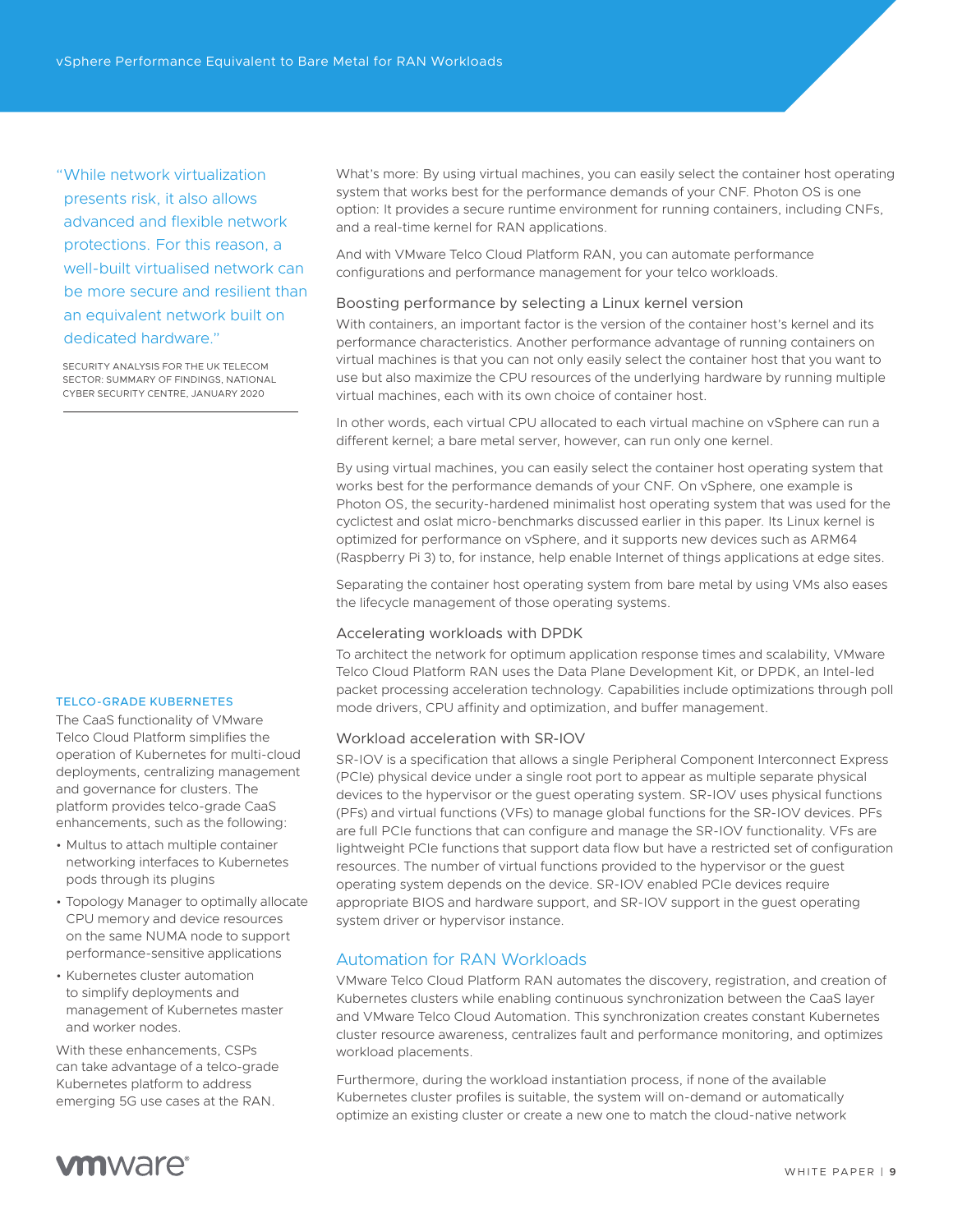"While network virtualization presents risk, it also allows advanced and flexible network protections. For this reason, a well-built virtualised network can be more secure and resilient than an equivalent network built on dedicated hardware."

SECURITY ANALYSIS FOR THE UK TELECOM SECTOR: SUMMARY OF FINDINGS, NATIONAL CYBER SECURITY CENTRE, JANUARY 2020

What's more: By using virtual machines, you can easily select the container host operating system that works best for the performance demands of your CNF. Photon OS is one option: It provides a secure runtime environment for running containers, including CNFs, and a real-time kernel for RAN applications.

And with VMware Telco Cloud Platform RAN, you can automate performance configurations and performance management for your telco workloads.

### Boosting performance by selecting a Linux kernel version

With containers, an important factor is the version of the container host's kernel and its performance characteristics. Another performance advantage of running containers on virtual machines is that you can not only easily select the container host that you want to use but also maximize the CPU resources of the underlying hardware by running multiple virtual machines, each with its own choice of container host.

In other words, each virtual CPU allocated to each virtual machine on vSphere can run a different kernel; a bare metal server, however, can run only one kernel.

By using virtual machines, you can easily select the container host operating system that works best for the performance demands of your CNF. On vSphere, one example is Photon OS, the security-hardened minimalist host operating system that was used for the cyclictest and oslat micro-benchmarks discussed earlier in this paper. Its Linux kernel is optimized for performance on vSphere, and it supports new devices such as ARM64 (Raspberry Pi 3) to, for instance, help enable Internet of things applications at edge sites.

Separating the container host operating system from bare metal by using VMs also eases the lifecycle management of those operating systems.

### Accelerating workloads with DPDK

To architect the network for optimum application response times and scalability, VMware Telco Cloud Platform RAN uses the Data Plane Development Kit, or DPDK, an Intel-led packet processing acceleration technology. Capabilities include optimizations through poll mode drivers, CPU affinity and optimization, and buffer management.

### Workload acceleration with SR-IOV

SR-IOV is a specification that allows a single Peripheral Component Interconnect Express (PCIe) physical device under a single root port to appear as multiple separate physical devices to the hypervisor or the guest operating system. SR-IOV uses physical functions (PFs) and virtual functions (VFs) to manage global functions for the SR-IOV devices. PFs are full PCIe functions that can configure and manage the SR-IOV functionality. VFs are lightweight PCIe functions that support data flow but have a restricted set of configuration resources. The number of virtual functions provided to the hypervisor or the guest operating system depends on the device. SR-IOV enabled PCIe devices require appropriate BIOS and hardware support, and SR-IOV support in the guest operating system driver or hypervisor instance.

## Automation for RAN Workloads

VMware Telco Cloud Platform RAN automates the discovery, registration, and creation of Kubernetes clusters while enabling continuous synchronization between the CaaS layer and VMware Telco Cloud Automation. This synchronization creates constant Kubernetes cluster resource awareness, centralizes fault and performance monitoring, and optimizes workload placements.

Furthermore, during the workload instantiation process, if none of the available Kubernetes cluster profiles is suitable, the system will on-demand or automatically optimize an existing cluster or create a new one to match the cloud-native network

**TELCO-GRADE KUBERNETES**

The CaaS functionality of VMware Telco Cloud Platform simplifies the operation of Kubernetes for multi-cloud deployments, centralizing management and governance for clusters. The platform provides telco-grade CaaS enhancements, such as the following:

- Multus to attach multiple container networking interfaces to Kubernetes pods through its plugins
- Topology Manager to optimally allocate CPU memory and device resources on the same NUMA node to support performance-sensitive applications
- Kubernetes cluster automation to simplify deployments and management of Kubernetes master and worker nodes.

With these enhancements, CSPs can take advantage of a telco-grade Kubernetes platform to address emerging 5G use cases at the RAN.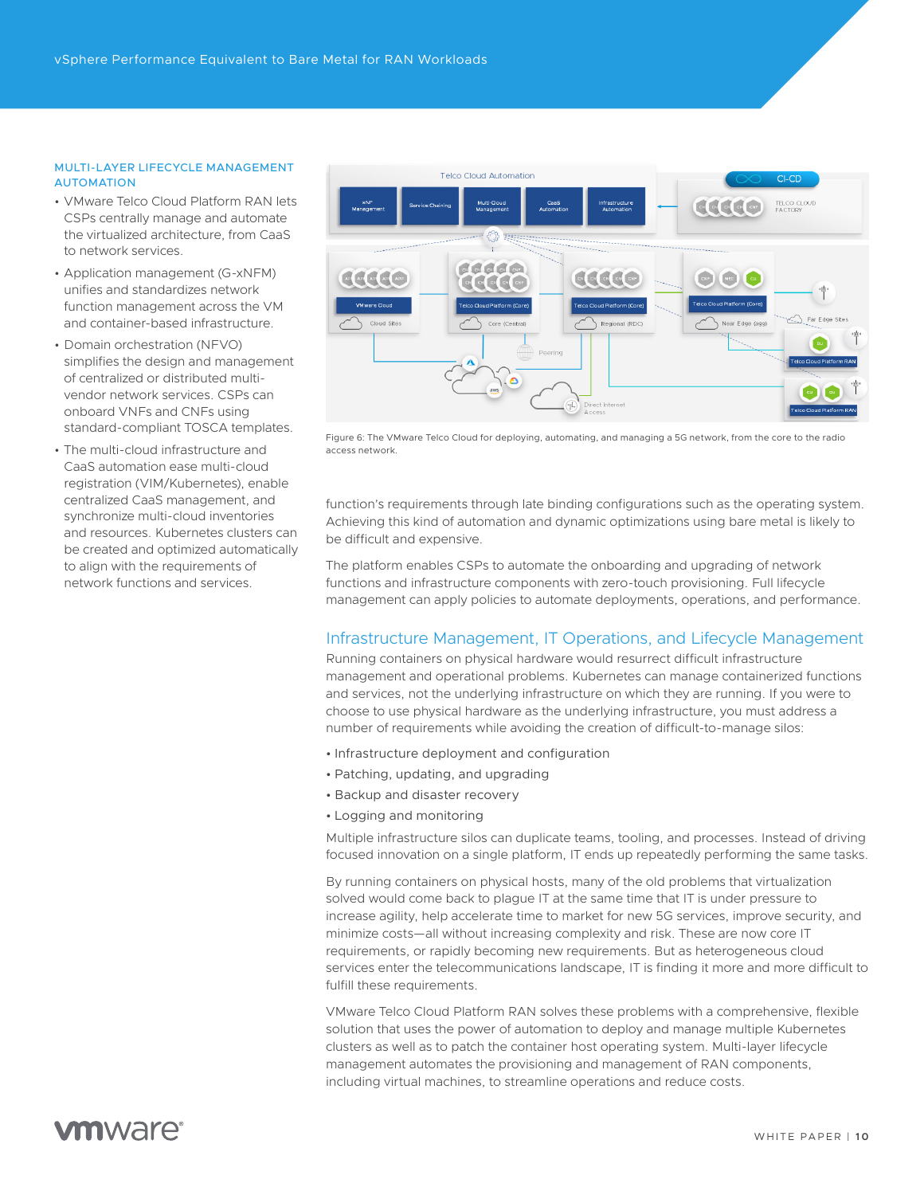### MULTI-LAYER LIFECYCLE MANAGEMENT AUTOMATION

- VMware Telco Cloud Platform RAN lets CSPs centrally manage and automate the virtualized architecture, from CaaS to network services.
- Application management (G-xNFM) unifies and standardizes network function management across the VM and container-based infrastructure.
- Domain orchestration (NFVO) simplifies the design and management of centralized or distributed multi-vendor network services. CSPs can onboard VNFs and CNFs using standard-compliant TOSCA templates.
- The multi-cloud infrastructure and CaaS automation ease multi-cloud registration (VIM/Kubernetes), enable centralized CaaS management, and synchronize multi-cloud inventories and resources. Kubernetes clusters can be created and optimized automatically to align with the requirements of network functions and services.

Figure 6: The VMware Telco Cloud for deploying, automating, and managing a 5G network, from the core to the radio access network.

function's requirements through late binding configurations such as the operating system. Achieving this kind of automation and dynamic optimizations using bare metal is likely to be difficult and expensive.

The platform enables CSPs to automate the onboarding and upgrading of network functions and infrastructure components with zero-touch provisioning. Full lifecycle management can apply policies to automate deployments, operations, and performance.

## Infrastructure Management, IT Operations, and Lifecycle Management

Running containers on physical hardware would resurrect difficult infrastructure management and operational problems. Kubernetes can manage containerized functions and services, not the underlying infrastructure on which they are running. If you were to choose to use physical hardware as the underlying infrastructure, you must address a number of requirements while avoiding the creation of difficult-to-manage silos:

- Infrastructure deployment and configuration
- Patching, updating, and upgrading
- Backup and disaster recovery
- Logging and monitoring

Multiple infrastructure silos can duplicate teams, tooling, and processes. Instead of driving focused innovation on a single platform, IT ends up repeatedly performing the same tasks.

By running containers on physical hosts, many of the old problems that virtualization solved would come back to plague IT at the same time that IT is under pressure to increase agility, help accelerate time to market for new 5G services, improve security, and minimize costs—all without increasing complexity and risk. These are now core IT requirements, or rapidly becoming new requirements. But as heterogeneous cloud services enter the telecommunications landscape, IT is finding it more and more difficult to fulfill these requirements.

VMware Telco Cloud Platform RAN solves these problems with a comprehensive, flexible solution that uses the power of automation to deploy and manage multiple Kubernetes clusters as well as to patch the container host operating system. Multi-layer lifecycle management automates the provisioning and management of RAN components, including virtual machines, to streamline operations and reduce costs.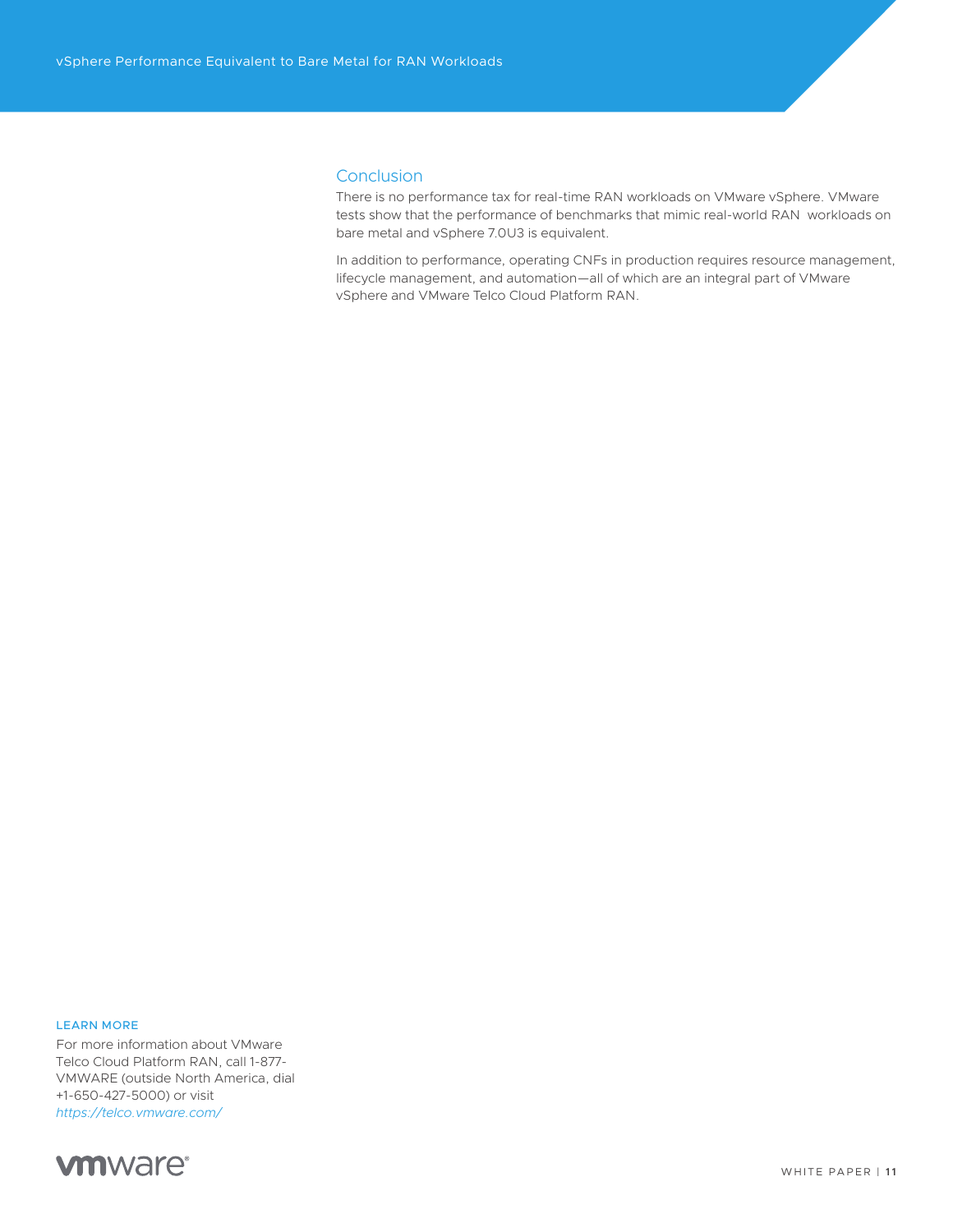## Conclusion

There is no performance tax for real-time RAN workloads on VMware vSphere. VMware tests show that the performance of benchmarks that mimic real-world RAN workloads on bare metal and vSphere 7.0U3 is equivalent.

In addition to performance, operating CNFs in production requires resource management, lifecycle management, and automation—all of which are an integral part of VMware vSphere and VMware Telco Cloud Platform RAN.

**LEARN MORE**

For more information about VMware Telco Cloud Platform RAN, call 1-877-VMWARE (outside North America, dial +1-650-427-5000) or visit *https://telco.vmware.com/*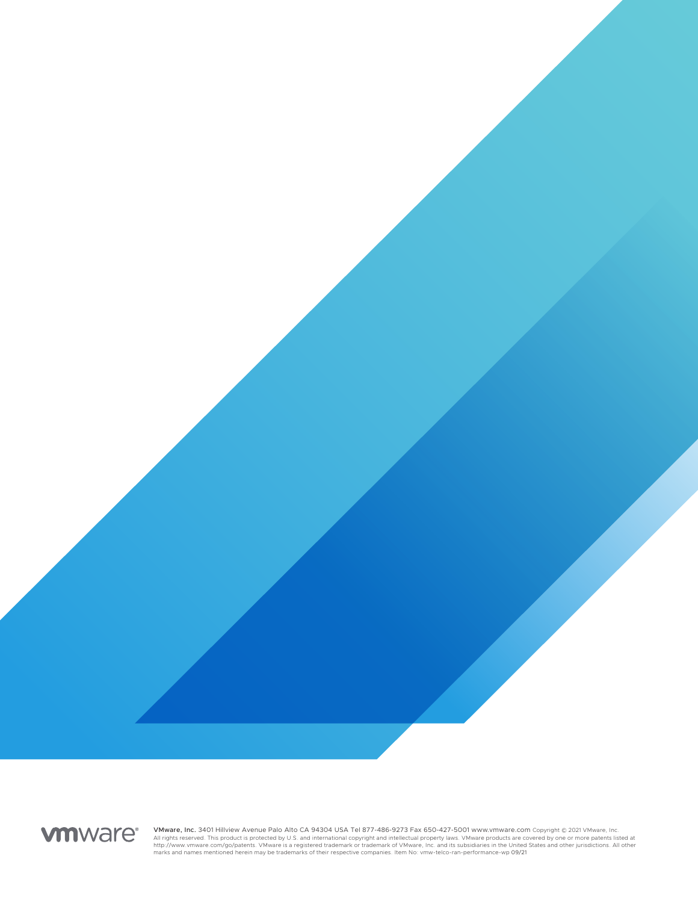VMware, Inc. 3401 Hillview Avenue Palo Alto CA 94304 USA Tel 877-486-9273 Fax 650-427-5001 www.vmware.com Copyright © 2021 VMware, Inc. All rights reserved. This product is protected by U.S. and international copyright and intellectual property laws. VMware products are covered by one or more patents listed at http://www.vmware.com/go/patents. VMware is a registered trademark or trademark of VMware, Inc. and its subsidiaries in the United States and other jurisdictions. All other marks and names mentioned herein may be trademarks of their respective companies. Item No: vmw-telco-ran-performance-wp 09/21